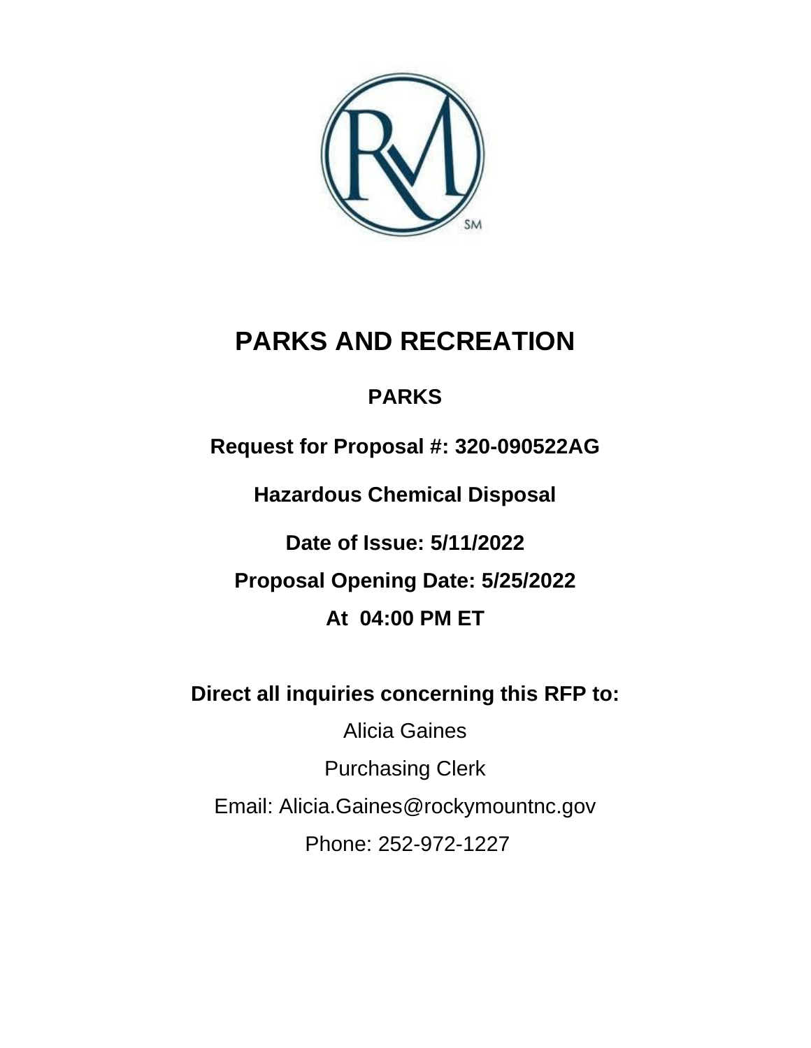# PARKS AND RECREATION

## PARKS

**Request for Proposal #: 320-090522AG**

**Hazardous Chemical Disposal**

**Date of Issue: 5/11/2022**

**Proposal Opening Date: 5/25/2022**

**At 04:00 PM ET**

**Direct all inquiries concerning this RFP to:**

Alicia Gaines

Purchasing Clerk

Email: Alicia.Gaines@rockymountnc.gov

Phone: 252-972-1227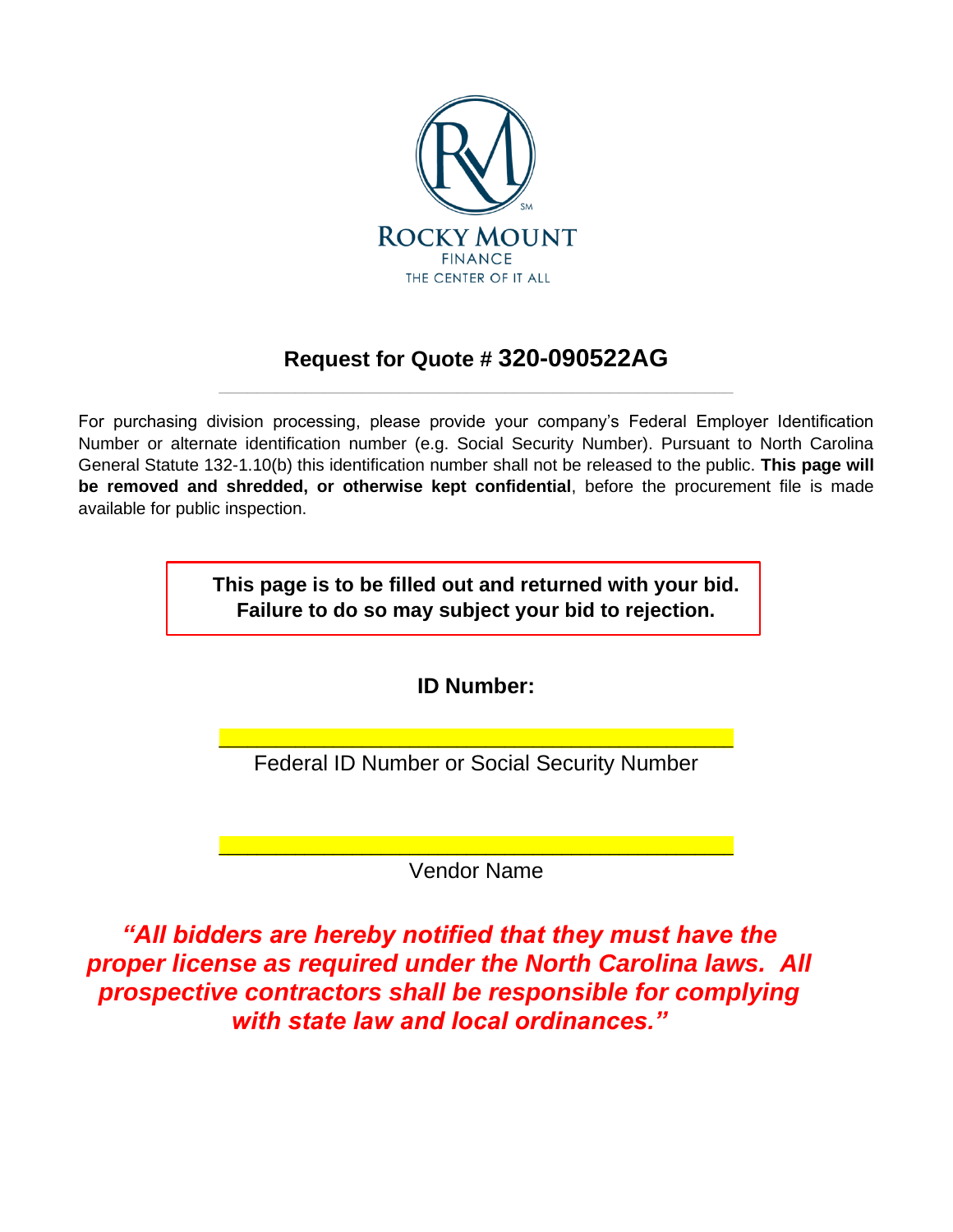ROCKY MOUNT
FINANCE
THE CENTER OF IT ALL

## Request for Quote # 320-090522AG

---

For purchasing division processing, please provide your company's Federal Employer Identification Number or alternate identification number (e.g. Social Security Number). Pursuant to North Carolina General Statute 132-1.10(b) this identification number shall not be released to the public. **This page will be removed and shredded, or otherwise kept confidential**, before the procurement file is made available for public inspection.

**This page is to be filled out and returned with your bid. Failure to do so may subject your bid to rejection.**

**ID Number:**

______________________________________________
Federal ID Number or Social Security Number

______________________________________________
Vendor Name

***"All bidders are hereby notified that they must have the proper license as required under the North Carolina laws. All prospective contractors shall be responsible for complying with state law and local ordinances."***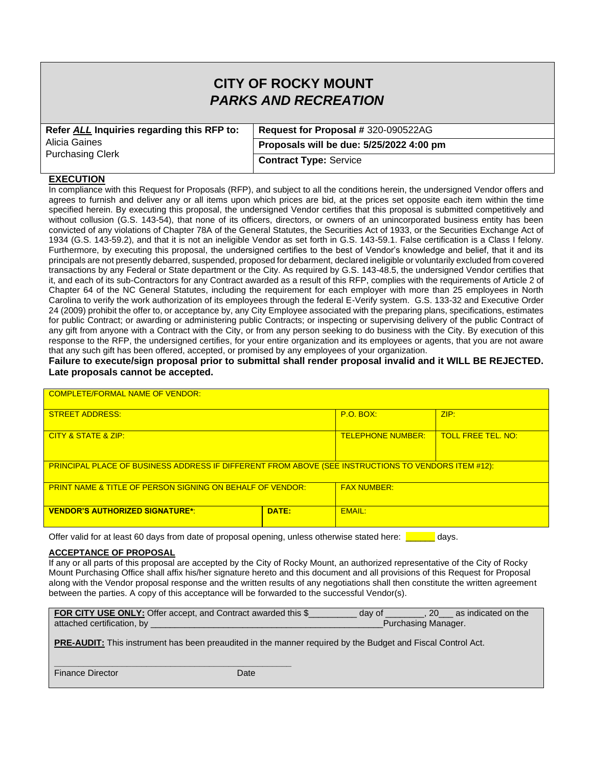# CITY OF ROCKY MOUNT
## *PARKS AND RECREATION*

| **Refer *ALL* Inquiries regarding this RFP to:** Alicia Gaines Purchasing Clerk | **Request for Proposal #** 320-090522AG |
|---|---|
| | **Proposals will be due: 5/25/2022 4:00 pm** |
| | **Contract Type:** Service |

**EXECUTION**

In compliance with this Request for Proposals (RFP), and subject to all the conditions herein, the undersigned Vendor offers and agrees to furnish and deliver any or all items upon which prices are bid, at the prices set opposite each item within the time specified herein. By executing this proposal, the undersigned Vendor certifies that this proposal is submitted competitively and without collusion (G.S. 143-54), that none of its officers, directors, or owners of an unincorporated business entity has been convicted of any violations of Chapter 78A of the General Statutes, the Securities Act of 1933, or the Securities Exchange Act of 1934 (G.S. 143-59.2), and that it is not an ineligible Vendor as set forth in G.S. 143-59.1. False certification is a Class I felony. Furthermore, by executing this proposal, the undersigned certifies to the best of Vendor's knowledge and belief, that it and its principals are not presently debarred, suspended, proposed for debarment, declared ineligible or voluntarily excluded from covered transactions by any Federal or State department or the City. As required by G.S. 143-48.5, the undersigned Vendor certifies that it, and each of its sub-Contractors for any Contract awarded as a result of this RFP, complies with the requirements of Article 2 of Chapter 64 of the NC General Statutes, including the requirement for each employer with more than 25 employees in North Carolina to verify the work authorization of its employees through the federal E-Verify system. G.S. 133-32 and Executive Order 24 (2009) prohibit the offer to, or acceptance by, any City Employee associated with the preparing plans, specifications, estimates for public Contract; or awarding or administering public Contracts; or inspecting or supervising delivery of the public Contract of any gift from anyone with a Contract with the City, or from any person seeking to do business with the City. By execution of this response to the RFP, the undersigned certifies, for your entire organization and its employees or agents, that you are not aware that any such gift has been offered, accepted, or promised by any employees of your organization.

**Failure to execute/sign proposal prior to submittal shall render proposal invalid and it WILL BE REJECTED. Late proposals cannot be accepted.**

| COMPLETE/FORMAL NAME OF VENDOR: | | | |
|---|---|---|---|
| STREET ADDRESS: | | P.O. BOX: | ZIP: |
| CITY & STATE & ZIP: | | TELEPHONE NUMBER: | TOLL FREE TEL. NO: |
| PRINCIPAL PLACE OF BUSINESS ADDRESS IF DIFFERENT FROM ABOVE (SEE INSTRUCTIONS TO VENDORS ITEM #12): | | | |
| PRINT NAME & TITLE OF PERSON SIGNING ON BEHALF OF VENDOR: | | FAX NUMBER: | |
| **VENDOR'S AUTHORIZED SIGNATURE***: | **DATE:** | EMAIL: | |

Offer valid for at least 60 days from date of proposal opening, unless otherwise stated here: ______ days.

**ACCEPTANCE OF PROPOSAL**

If any or all parts of this proposal are accepted by the City of Rocky Mount, an authorized representative of the City of Rocky Mount Purchasing Office shall affix his/her signature hereto and this document and all provisions of this Request for Proposal along with the Vendor proposal response and the written results of any negotiations shall then constitute the written agreement between the parties. A copy of this acceptance will be forwarded to the successful Vendor(s).

**FOR CITY USE ONLY:** Offer accept, and Contract awarded this $__________ day of ________, 20___ as indicated on the attached certification, by ________________________________________________Purchasing Manager.

**PRE-AUDIT:** This instrument has been preaudited in the manner required by the Budget and Fiscal Control Act.

_______________________________________________

Finance Director Date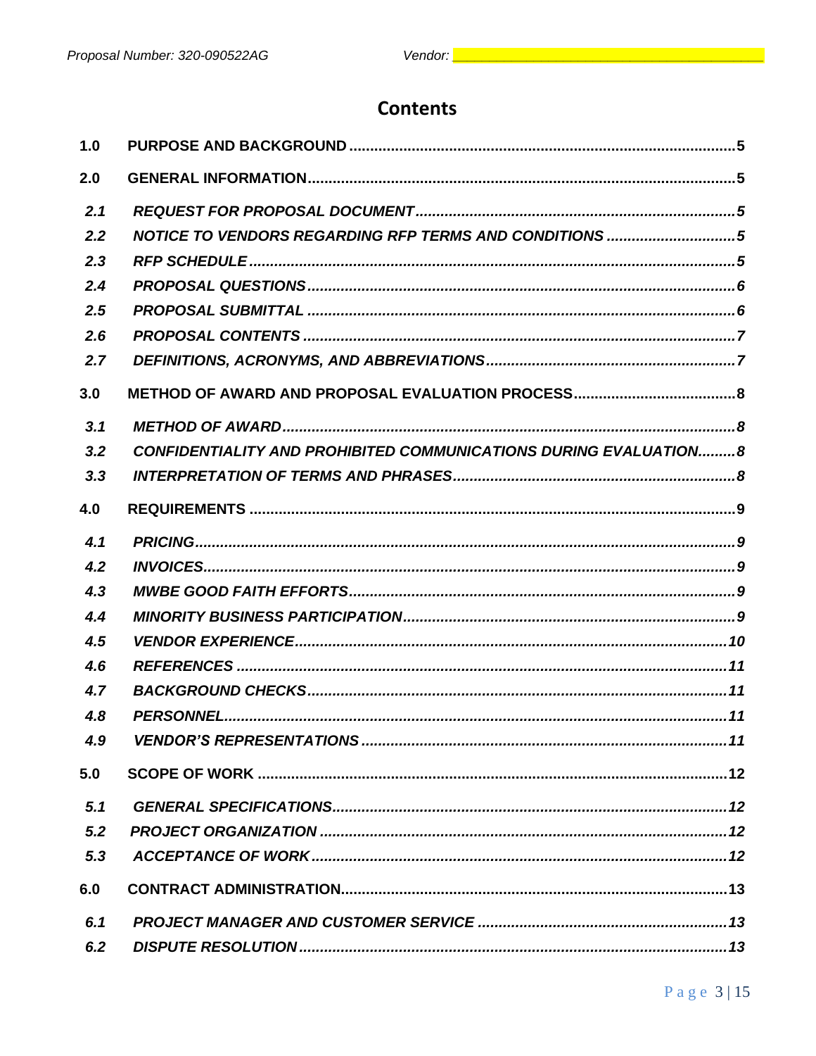# Contents

| | | |
|---|---|---|
| **1.0** | **PURPOSE AND BACKGROUND** | **5** |
| **2.0** | **GENERAL INFORMATION** | **5** |
| ***2.1*** | ***REQUEST FOR PROPOSAL DOCUMENT*** | ***5*** |
| ***2.2*** | ***NOTICE TO VENDORS REGARDING RFP TERMS AND CONDITIONS*** | ***5*** |
| ***2.3*** | ***RFP SCHEDULE*** | ***5*** |
| ***2.4*** | ***PROPOSAL QUESTIONS*** | ***6*** |
| ***2.5*** | ***PROPOSAL SUBMITTAL*** | ***6*** |
| ***2.6*** | ***PROPOSAL CONTENTS*** | ***7*** |
| ***2.7*** | ***DEFINITIONS, ACRONYMS, AND ABBREVIATIONS*** | ***7*** |
| **3.0** | **METHOD OF AWARD AND PROPOSAL EVALUATION PROCESS** | **8** |
| ***3.1*** | ***METHOD OF AWARD*** | ***8*** |
| ***3.2*** | ***CONFIDENTIALITY AND PROHIBITED COMMUNICATIONS DURING EVALUATION*** | ***8*** |
| ***3.3*** | ***INTERPRETATION OF TERMS AND PHRASES*** | ***8*** |
| **4.0** | **REQUIREMENTS** | **9** |
| ***4.1*** | ***PRICING*** | ***9*** |
| ***4.2*** | ***INVOICES*** | ***9*** |
| ***4.3*** | ***MWBE GOOD FAITH EFFORTS*** | ***9*** |
| ***4.4*** | ***MINORITY BUSINESS PARTICIPATION*** | ***9*** |
| ***4.5*** | ***VENDOR EXPERIENCE*** | ***10*** |
| ***4.6*** | ***REFERENCES*** | ***11*** |
| ***4.7*** | ***BACKGROUND CHECKS*** | ***11*** |
| ***4.8*** | ***PERSONNEL*** | ***11*** |
| ***4.9*** | ***VENDOR'S REPRESENTATIONS*** | ***11*** |
| **5.0** | **SCOPE OF WORK** | **12** |
| ***5.1*** | ***GENERAL SPECIFICATIONS*** | ***12*** |
| ***5.2*** | ***PROJECT ORGANIZATION*** | ***12*** |
| ***5.3*** | ***ACCEPTANCE OF WORK*** | ***12*** |
| **6.0** | **CONTRACT ADMINISTRATION** | **13** |
| ***6.1*** | ***PROJECT MANAGER AND CUSTOMER SERVICE*** | ***13*** |
| ***6.2*** | ***DISPUTE RESOLUTION*** | ***13*** |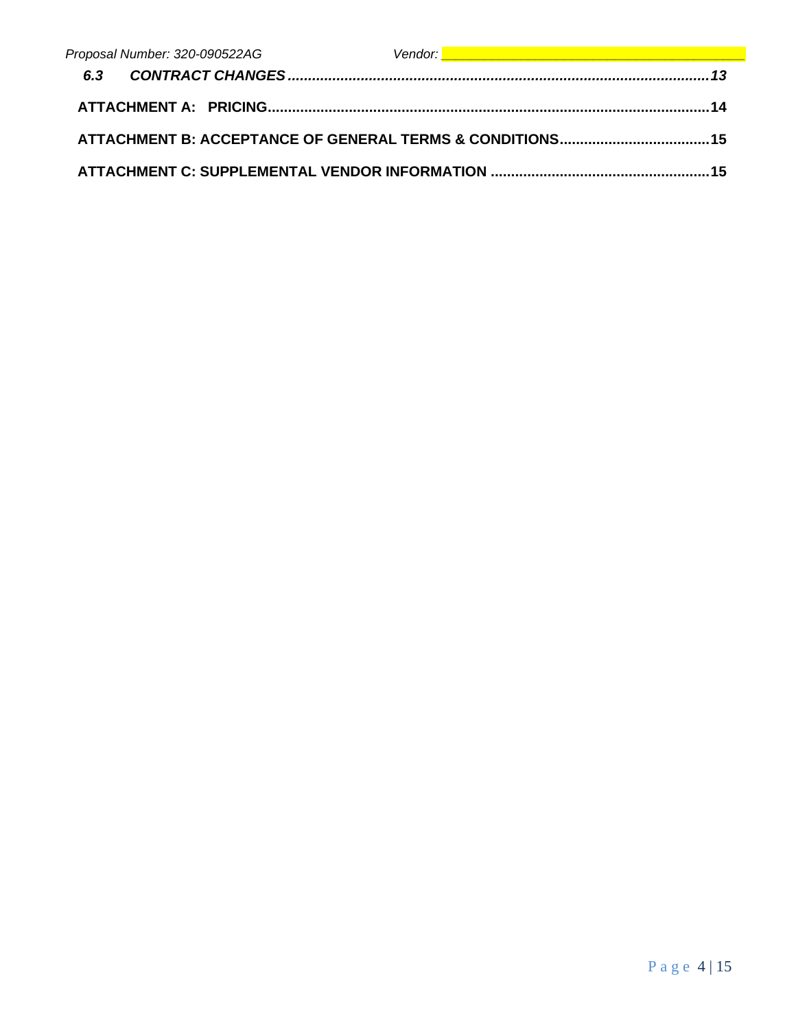*6.3 CONTRACT CHANGES ....................................................................................................... 13*

**ATTACHMENT A: PRICING ............................................................................................................ 14**

**ATTACHMENT B: ACCEPTANCE OF GENERAL TERMS & CONDITIONS ..................................... 15**

**ATTACHMENT C: SUPPLEMENTAL VENDOR INFORMATION ..................................................... 15**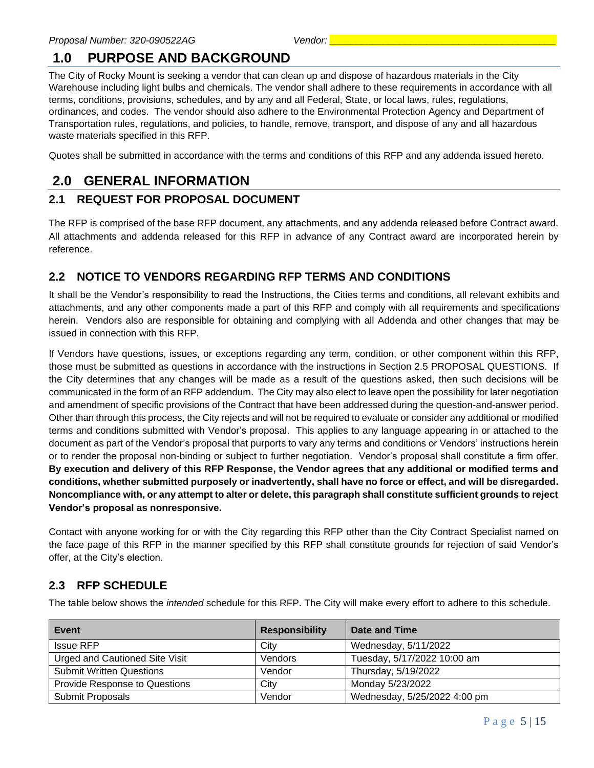# 1.0 PURPOSE AND BACKGROUND

The City of Rocky Mount is seeking a vendor that can clean up and dispose of hazardous materials in the City Warehouse including light bulbs and chemicals. The vendor shall adhere to these requirements in accordance with all terms, conditions, provisions, schedules, and by any and all Federal, State, or local laws, rules, regulations, ordinances, and codes. The vendor should also adhere to the Environmental Protection Agency and Department of Transportation rules, regulations, and policies, to handle, remove, transport, and dispose of any and all hazardous waste materials specified in this RFP.

Quotes shall be submitted in accordance with the terms and conditions of this RFP and any addenda issued hereto.

# 2.0 GENERAL INFORMATION

## 2.1 REQUEST FOR PROPOSAL DOCUMENT

The RFP is comprised of the base RFP document, any attachments, and any addenda released before Contract award. All attachments and addenda released for this RFP in advance of any Contract award are incorporated herein by reference.

## 2.2 NOTICE TO VENDORS REGARDING RFP TERMS AND CONDITIONS

It shall be the Vendor's responsibility to read the Instructions, the Cities terms and conditions, all relevant exhibits and attachments, and any other components made a part of this RFP and comply with all requirements and specifications herein. Vendors also are responsible for obtaining and complying with all Addenda and other changes that may be issued in connection with this RFP.

If Vendors have questions, issues, or exceptions regarding any term, condition, or other component within this RFP, those must be submitted as questions in accordance with the instructions in Section 2.5 PROPOSAL QUESTIONS. If the City determines that any changes will be made as a result of the questions asked, then such decisions will be communicated in the form of an RFP addendum. The City may also elect to leave open the possibility for later negotiation and amendment of specific provisions of the Contract that have been addressed during the question-and-answer period. Other than through this process, the City rejects and will not be required to evaluate or consider any additional or modified terms and conditions submitted with Vendor's proposal. This applies to any language appearing in or attached to the document as part of the Vendor's proposal that purports to vary any terms and conditions or Vendors' instructions herein or to render the proposal non-binding or subject to further negotiation. Vendor's proposal shall constitute a firm offer. **By execution and delivery of this RFP Response, the Vendor agrees that any additional or modified terms and conditions, whether submitted purposely or inadvertently, shall have no force or effect, and will be disregarded. Noncompliance with, or any attempt to alter or delete, this paragraph shall constitute sufficient grounds to reject Vendor's proposal as nonresponsive.**

Contact with anyone working for or with the City regarding this RFP other than the City Contract Specialist named on the face page of this RFP in the manner specified by this RFP shall constitute grounds for rejection of said Vendor's offer, at the City's election.

## 2.3 RFP SCHEDULE

The table below shows the *intended* schedule for this RFP. The City will make every effort to adhere to this schedule.

| Event | Responsibility | Date and Time |
|---|---|---|
| Issue RFP | City | Wednesday, 5/11/2022 |
| Urged and Cautioned Site Visit | Vendors | Tuesday, 5/17/2022 10:00 am |
| Submit Written Questions | Vendor | Thursday, 5/19/2022 |
| Provide Response to Questions | City | Monday 5/23/2022 |
| Submit Proposals | Vendor | Wednesday, 5/25/2022 4:00 pm |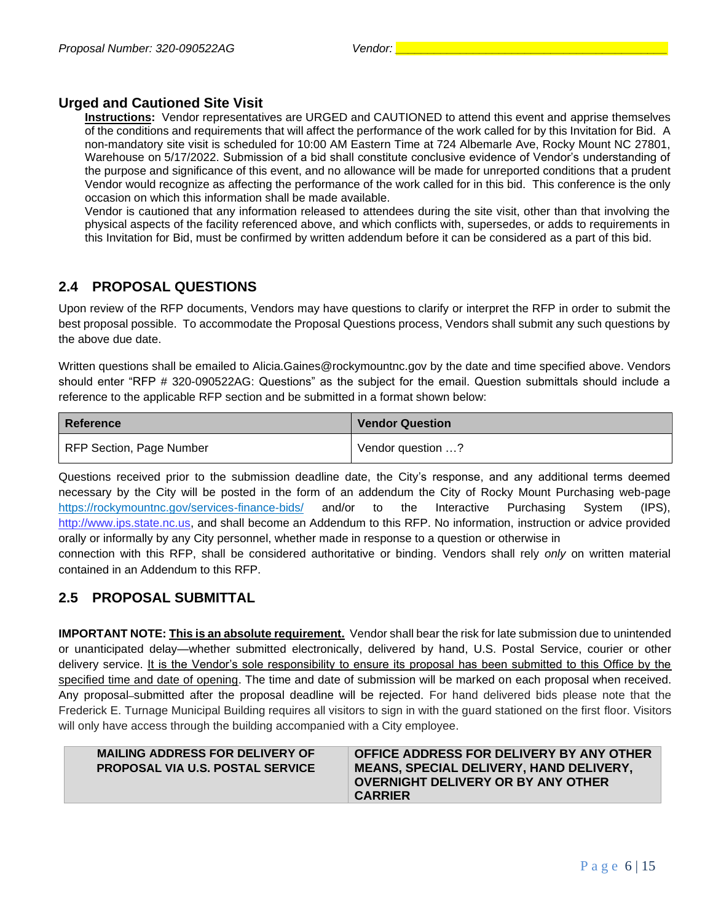### Urged and Cautioned Site Visit

**Instructions:** Vendor representatives are URGED and CAUTIONED to attend this event and apprise themselves of the conditions and requirements that will affect the performance of the work called for by this Invitation for Bid. A non-mandatory site visit is scheduled for 10:00 AM Eastern Time at 724 Albemarle Ave, Rocky Mount NC 27801, Warehouse on 5/17/2022. Submission of a bid shall constitute conclusive evidence of Vendor's understanding of the purpose and significance of this event, and no allowance will be made for unreported conditions that a prudent Vendor would recognize as affecting the performance of the work called for in this bid. This conference is the only occasion on which this information shall be made available.

Vendor is cautioned that any information released to attendees during the site visit, other than that involving the physical aspects of the facility referenced above, and which conflicts with, supersedes, or adds to requirements in this Invitation for Bid, must be confirmed by written addendum before it can be considered as a part of this bid.

## 2.4 PROPOSAL QUESTIONS

Upon review of the RFP documents, Vendors may have questions to clarify or interpret the RFP in order to submit the best proposal possible. To accommodate the Proposal Questions process, Vendors shall submit any such questions by the above due date.

Written questions shall be emailed to Alicia.Gaines@rockymountnc.gov by the date and time specified above. Vendors should enter "RFP # 320-090522AG: Questions" as the subject for the email. Question submittals should include a reference to the applicable RFP section and be submitted in a format shown below:

| Reference | Vendor Question |
|---|---|
| RFP Section, Page Number | Vendor question …? |

Questions received prior to the submission deadline date, the City's response, and any additional terms deemed necessary by the City will be posted in the form of an addendum the City of Rocky Mount Purchasing web-page https://rockymountnc.gov/services-finance-bids/ and/or to the Interactive Purchasing System (IPS), http://www.ips.state.nc.us, and shall become an Addendum to this RFP. No information, instruction or advice provided orally or informally by any City personnel, whether made in response to a question or otherwise in connection with this RFP, shall be considered authoritative or binding. Vendors shall rely *only* on written material contained in an Addendum to this RFP.

## 2.5 PROPOSAL SUBMITTAL

**IMPORTANT NOTE: This is an absolute requirement.** Vendor shall bear the risk for late submission due to unintended or unanticipated delay—whether submitted electronically, delivered by hand, U.S. Postal Service, courier or other delivery service. It is the Vendor's sole responsibility to ensure its proposal has been submitted to this Office by the specified time and date of opening. The time and date of submission will be marked on each proposal when received. Any proposal submitted after the proposal deadline will be rejected. For hand delivered bids please note that the Frederick E. Turnage Municipal Building requires all visitors to sign in with the guard stationed on the first floor. Visitors will only have access through the building accompanied with a City employee.

| MAILING ADDRESS FOR DELIVERY OF PROPOSAL VIA U.S. POSTAL SERVICE | OFFICE ADDRESS FOR DELIVERY BY ANY OTHER MEANS, SPECIAL DELIVERY, HAND DELIVERY, OVERNIGHT DELIVERY OR BY ANY OTHER CARRIER |
|---|---|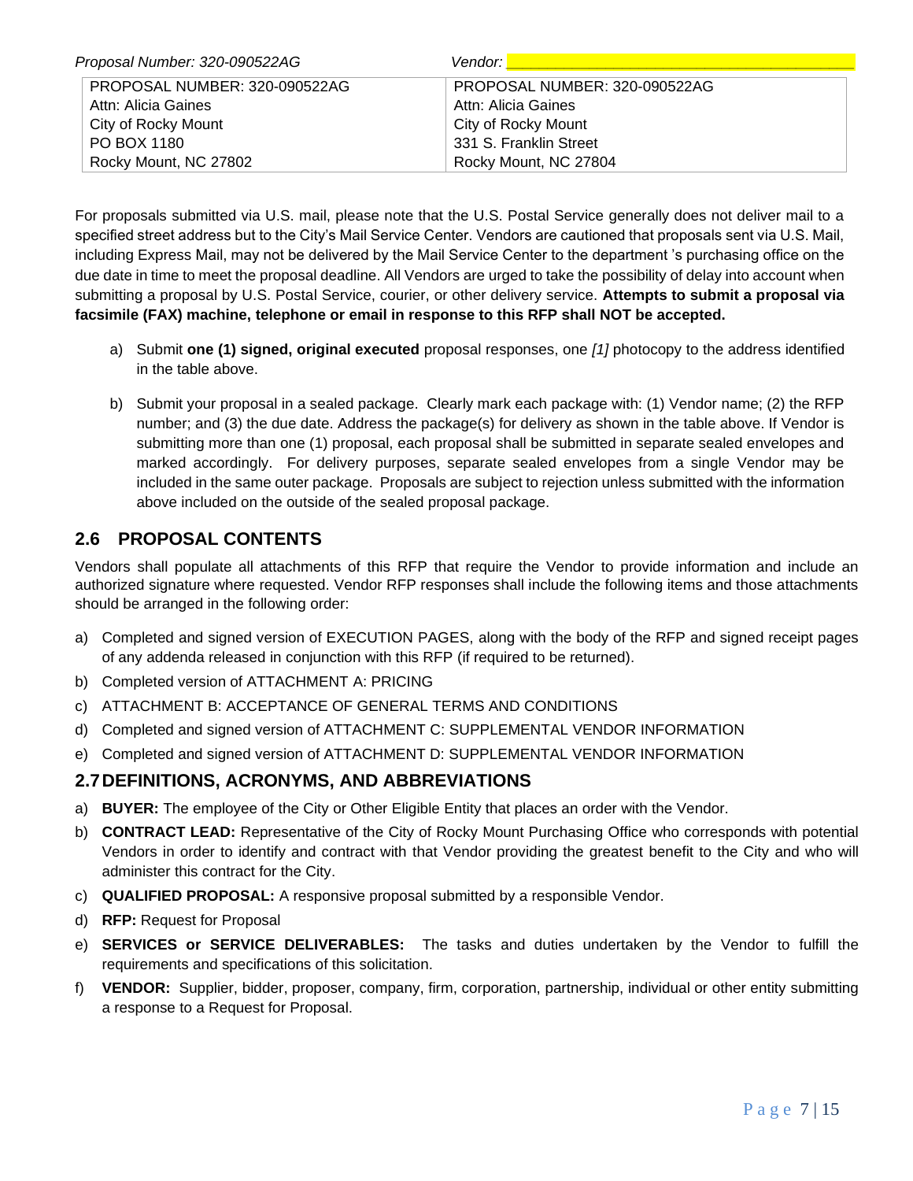| PROPOSAL NUMBER: 320-090522AG | PROPOSAL NUMBER: 320-090522AG |
| --- | --- |
| Attn: Alicia Gaines | Attn: Alicia Gaines |
| City of Rocky Mount | City of Rocky Mount |
| PO BOX 1180 | 331 S. Franklin Street |
| Rocky Mount, NC 27802 | Rocky Mount, NC 27804 |

For proposals submitted via U.S. mail, please note that the U.S. Postal Service generally does not deliver mail to a specified street address but to the City's Mail Service Center. Vendors are cautioned that proposals sent via U.S. Mail, including Express Mail, may not be delivered by the Mail Service Center to the department 's purchasing office on the due date in time to meet the proposal deadline. All Vendors are urged to take the possibility of delay into account when submitting a proposal by U.S. Postal Service, courier, or other delivery service. **Attempts to submit a proposal via facsimile (FAX) machine, telephone or email in response to this RFP shall NOT be accepted.**

a) Submit **one (1) signed, original executed** proposal responses, one *[1]* photocopy to the address identified in the table above.

b) Submit your proposal in a sealed package. Clearly mark each package with: (1) Vendor name; (2) the RFP number; and (3) the due date. Address the package(s) for delivery as shown in the table above. If Vendor is submitting more than one (1) proposal, each proposal shall be submitted in separate sealed envelopes and marked accordingly. For delivery purposes, separate sealed envelopes from a single Vendor may be included in the same outer package. Proposals are subject to rejection unless submitted with the information above included on the outside of the sealed proposal package.

## 2.6 PROPOSAL CONTENTS

Vendors shall populate all attachments of this RFP that require the Vendor to provide information and include an authorized signature where requested. Vendor RFP responses shall include the following items and those attachments should be arranged in the following order:

a) Completed and signed version of EXECUTION PAGES, along with the body of the RFP and signed receipt pages of any addenda released in conjunction with this RFP (if required to be returned).
b) Completed version of ATTACHMENT A: PRICING
c) ATTACHMENT B: ACCEPTANCE OF GENERAL TERMS AND CONDITIONS
d) Completed and signed version of ATTACHMENT C: SUPPLEMENTAL VENDOR INFORMATION
e) Completed and signed version of ATTACHMENT D: SUPPLEMENTAL VENDOR INFORMATION

## 2.7 DEFINITIONS, ACRONYMS, AND ABBREVIATIONS

a) **BUYER:** The employee of the City or Other Eligible Entity that places an order with the Vendor.
b) **CONTRACT LEAD:** Representative of the City of Rocky Mount Purchasing Office who corresponds with potential Vendors in order to identify and contract with that Vendor providing the greatest benefit to the City and who will administer this contract for the City.
c) **QUALIFIED PROPOSAL:** A responsive proposal submitted by a responsible Vendor.
d) **RFP:** Request for Proposal
e) **SERVICES or SERVICE DELIVERABLES:** The tasks and duties undertaken by the Vendor to fulfill the requirements and specifications of this solicitation.
f) **VENDOR:** Supplier, bidder, proposer, company, firm, corporation, partnership, individual or other entity submitting a response to a Request for Proposal.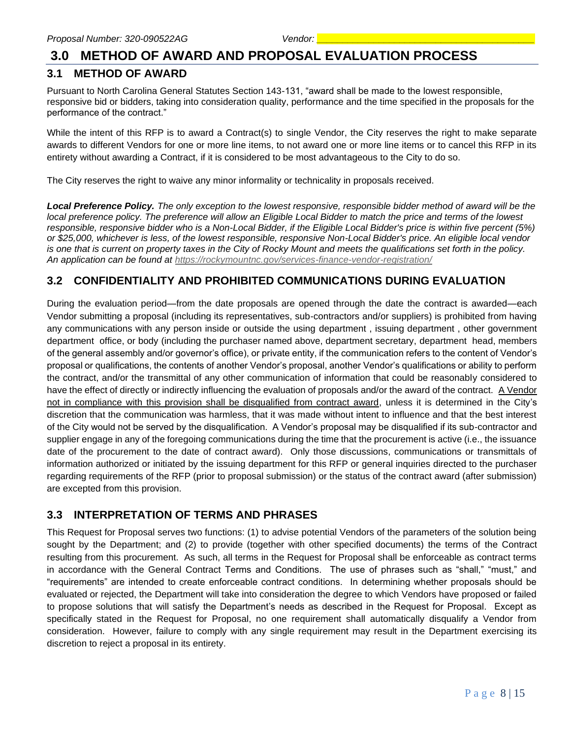# 3.0 METHOD OF AWARD AND PROPOSAL EVALUATION PROCESS

## 3.1 METHOD OF AWARD

Pursuant to North Carolina General Statutes Section 143-131, "award shall be made to the lowest responsible, responsive bid or bidders, taking into consideration quality, performance and the time specified in the proposals for the performance of the contract."

While the intent of this RFP is to award a Contract(s) to single Vendor, the City reserves the right to make separate awards to different Vendors for one or more line items, to not award one or more line items or to cancel this RFP in its entirety without awarding a Contract, if it is considered to be most advantageous to the City to do so.

The City reserves the right to waive any minor informality or technicality in proposals received.

***Local Preference Policy.*** *The only exception to the lowest responsive, responsible bidder method of award will be the local preference policy. The preference will allow an Eligible Local Bidder to match the price and terms of the lowest responsible, responsive bidder who is a Non-Local Bidder, if the Eligible Local Bidder's price is within five percent (5%) or $25,000, whichever is less, of the lowest responsible, responsive Non-Local Bidder's price. An eligible local vendor is one that is current on property taxes in the City of Rocky Mount and meets the qualifications set forth in the policy. An application can be found at https://rockymountnc.gov/services-finance-vendor-registration/*

## 3.2 CONFIDENTIALITY AND PROHIBITED COMMUNICATIONS DURING EVALUATION

During the evaluation period—from the date proposals are opened through the date the contract is awarded—each Vendor submitting a proposal (including its representatives, sub-contractors and/or suppliers) is prohibited from having any communications with any person inside or outside the using department , issuing department , other government department office, or body (including the purchaser named above, department secretary, department head, members of the general assembly and/or governor's office), or private entity, if the communication refers to the content of Vendor's proposal or qualifications, the contents of another Vendor's proposal, another Vendor's qualifications or ability to perform the contract, and/or the transmittal of any other communication of information that could be reasonably considered to have the effect of directly or indirectly influencing the evaluation of proposals and/or the award of the contract. A Vendor not in compliance with this provision shall be disqualified from contract award, unless it is determined in the City's discretion that the communication was harmless, that it was made without intent to influence and that the best interest of the City would not be served by the disqualification. A Vendor's proposal may be disqualified if its sub-contractor and supplier engage in any of the foregoing communications during the time that the procurement is active (i.e., the issuance date of the procurement to the date of contract award). Only those discussions, communications or transmittals of information authorized or initiated by the issuing department for this RFP or general inquiries directed to the purchaser regarding requirements of the RFP (prior to proposal submission) or the status of the contract award (after submission) are excepted from this provision.

## 3.3 INTERPRETATION OF TERMS AND PHRASES

This Request for Proposal serves two functions: (1) to advise potential Vendors of the parameters of the solution being sought by the Department; and (2) to provide (together with other specified documents) the terms of the Contract resulting from this procurement. As such, all terms in the Request for Proposal shall be enforceable as contract terms in accordance with the General Contract Terms and Conditions. The use of phrases such as "shall," "must," and "requirements" are intended to create enforceable contract conditions. In determining whether proposals should be evaluated or rejected, the Department will take into consideration the degree to which Vendors have proposed or failed to propose solutions that will satisfy the Department's needs as described in the Request for Proposal. Except as specifically stated in the Request for Proposal, no one requirement shall automatically disqualify a Vendor from consideration. However, failure to comply with any single requirement may result in the Department exercising its discretion to reject a proposal in its entirety.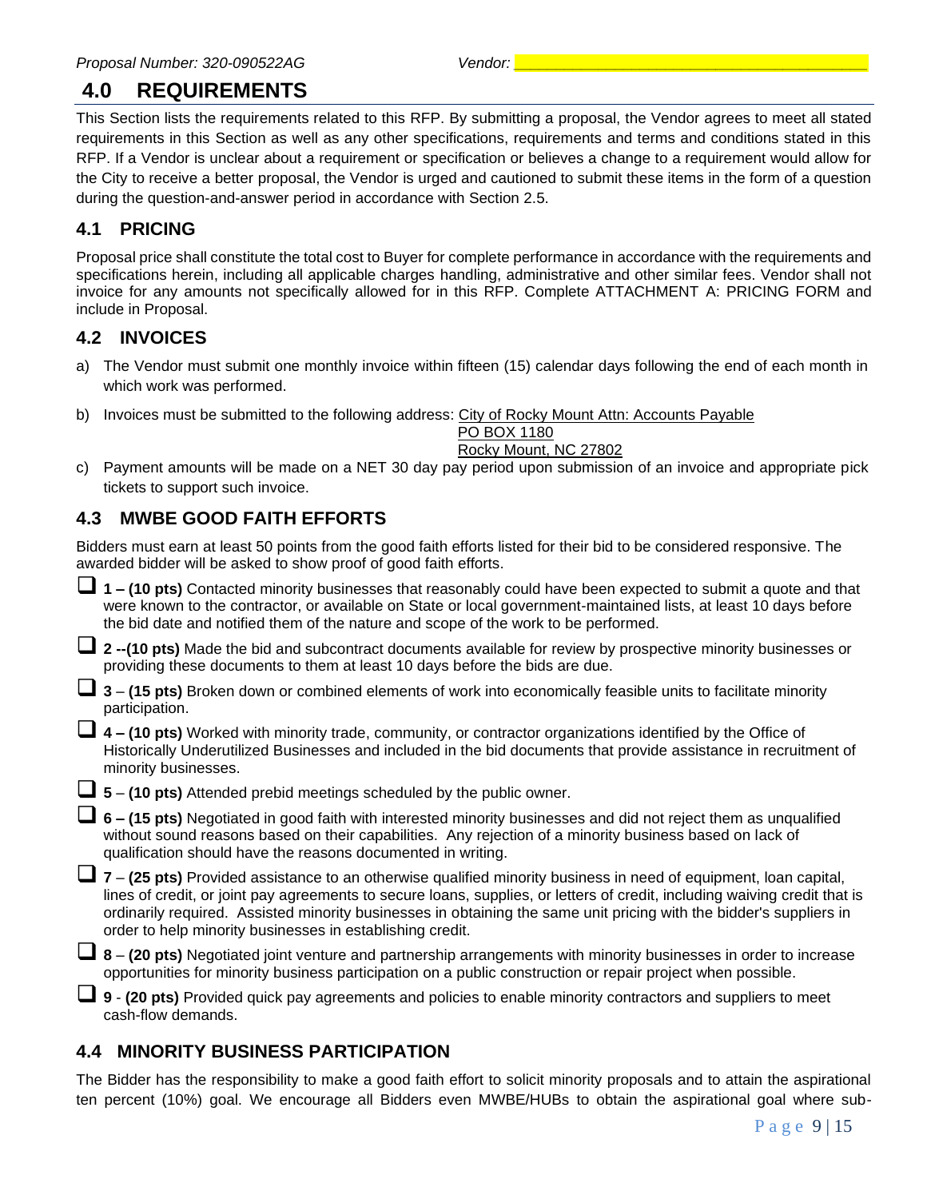## 4.0 REQUIREMENTS

This Section lists the requirements related to this RFP. By submitting a proposal, the Vendor agrees to meet all stated requirements in this Section as well as any other specifications, requirements and terms and conditions stated in this RFP. If a Vendor is unclear about a requirement or specification or believes a change to a requirement would allow for the City to receive a better proposal, the Vendor is urged and cautioned to submit these items in the form of a question during the question-and-answer period in accordance with Section 2.5.

### 4.1 PRICING

Proposal price shall constitute the total cost to Buyer for complete performance in accordance with the requirements and specifications herein, including all applicable charges handling, administrative and other similar fees. Vendor shall not invoice for any amounts not specifically allowed for in this RFP. Complete ATTACHMENT A: PRICING FORM and include in Proposal.

### 4.2 INVOICES

a) The Vendor must submit one monthly invoice within fifteen (15) calendar days following the end of each month in which work was performed.

b) Invoices must be submitted to the following address: City of Rocky Mount Attn: Accounts Payable
PO BOX 1180
Rocky Mount, NC 27802

c) Payment amounts will be made on a NET 30 day pay period upon submission of an invoice and appropriate pick tickets to support such invoice.

### 4.3 MWBE GOOD FAITH EFFORTS

Bidders must earn at least 50 points from the good faith efforts listed for their bid to be considered responsive. The awarded bidder will be asked to show proof of good faith efforts.

- ☐ **1 – (10 pts)** Contacted minority businesses that reasonably could have been expected to submit a quote and that were known to the contractor, or available on State or local government-maintained lists, at least 10 days before the bid date and notified them of the nature and scope of the work to be performed.
- ☐ **2 --(10 pts)** Made the bid and subcontract documents available for review by prospective minority businesses or providing these documents to them at least 10 days before the bids are due.
- ☐ **3** – **(15 pts)** Broken down or combined elements of work into economically feasible units to facilitate minority participation.
- ☐ **4 – (10 pts)** Worked with minority trade, community, or contractor organizations identified by the Office of Historically Underutilized Businesses and included in the bid documents that provide assistance in recruitment of minority businesses.
- ☐ **5** – **(10 pts)** Attended prebid meetings scheduled by the public owner.
- ☐ **6 – (15 pts)** Negotiated in good faith with interested minority businesses and did not reject them as unqualified without sound reasons based on their capabilities. Any rejection of a minority business based on lack of qualification should have the reasons documented in writing.
- ☐ **7** – **(25 pts)** Provided assistance to an otherwise qualified minority business in need of equipment, loan capital, lines of credit, or joint pay agreements to secure loans, supplies, or letters of credit, including waiving credit that is ordinarily required. Assisted minority businesses in obtaining the same unit pricing with the bidder's suppliers in order to help minority businesses in establishing credit.
- ☐ **8** – **(20 pts)** Negotiated joint venture and partnership arrangements with minority businesses in order to increase opportunities for minority business participation on a public construction or repair project when possible.
- ☐ **9** - **(20 pts)** Provided quick pay agreements and policies to enable minority contractors and suppliers to meet cash-flow demands.

### 4.4 MINORITY BUSINESS PARTICIPATION

The Bidder has the responsibility to make a good faith effort to solicit minority proposals and to attain the aspirational ten percent (10%) goal. We encourage all Bidders even MWBE/HUBs to obtain the aspirational goal where sub-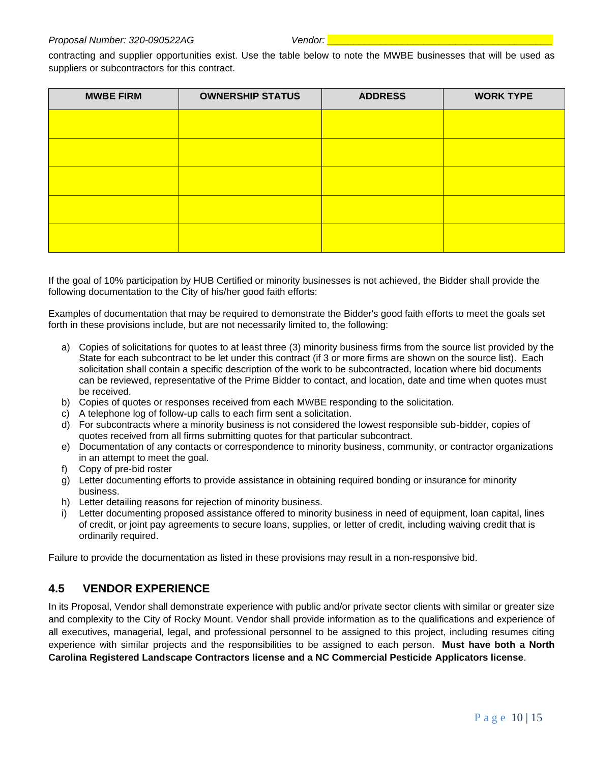contracting and supplier opportunities exist. Use the table below to note the MWBE businesses that will be used as suppliers or subcontractors for this contract.

| MWBE FIRM | OWNERSHIP STATUS | ADDRESS | WORK TYPE |
|---|---|---|---|
| | | | |
| | | | |
| | | | |
| | | | |
| | | | |

If the goal of 10% participation by HUB Certified or minority businesses is not achieved, the Bidder shall provide the following documentation to the City of his/her good faith efforts:

Examples of documentation that may be required to demonstrate the Bidder's good faith efforts to meet the goals set forth in these provisions include, but are not necessarily limited to, the following:

a) Copies of solicitations for quotes to at least three (3) minority business firms from the source list provided by the State for each subcontract to be let under this contract (if 3 or more firms are shown on the source list). Each solicitation shall contain a specific description of the work to be subcontracted, location where bid documents can be reviewed, representative of the Prime Bidder to contact, and location, date and time when quotes must be received.
b) Copies of quotes or responses received from each MWBE responding to the solicitation.
c) A telephone log of follow-up calls to each firm sent a solicitation.
d) For subcontracts where a minority business is not considered the lowest responsible sub-bidder, copies of quotes received from all firms submitting quotes for that particular subcontract.
e) Documentation of any contacts or correspondence to minority business, community, or contractor organizations in an attempt to meet the goal.
f) Copy of pre-bid roster
g) Letter documenting efforts to provide assistance in obtaining required bonding or insurance for minority business.
h) Letter detailing reasons for rejection of minority business.
i) Letter documenting proposed assistance offered to minority business in need of equipment, loan capital, lines of credit, or joint pay agreements to secure loans, supplies, or letter of credit, including waiving credit that is ordinarily required.

Failure to provide the documentation as listed in these provisions may result in a non-responsive bid.

## 4.5 VENDOR EXPERIENCE

In its Proposal, Vendor shall demonstrate experience with public and/or private sector clients with similar or greater size and complexity to the City of Rocky Mount. Vendor shall provide information as to the qualifications and experience of all executives, managerial, legal, and professional personnel to be assigned to this project, including resumes citing experience with similar projects and the responsibilities to be assigned to each person. **Must have both a North Carolina Registered Landscape Contractors license and a NC Commercial Pesticide Applicators license**.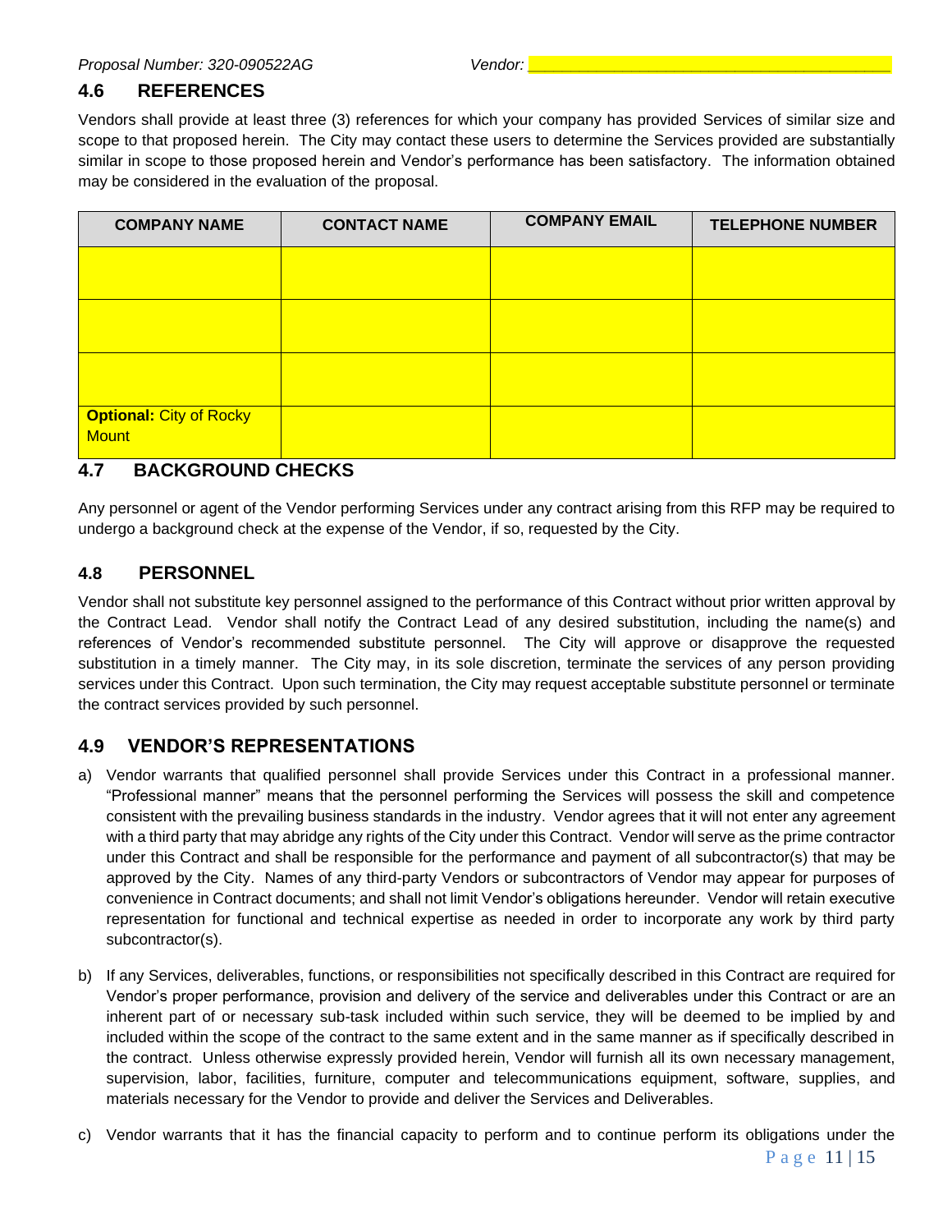Proposal Number: 320-090522AG Vendor: ________________________________________

## 4.6 REFERENCES

Vendors shall provide at least three (3) references for which your company has provided Services of similar size and scope to that proposed herein. The City may contact these users to determine the Services provided are substantially similar in scope to those proposed herein and Vendor's performance has been satisfactory. The information obtained may be considered in the evaluation of the proposal.

| COMPANY NAME | CONTACT NAME | COMPANY EMAIL | TELEPHONE NUMBER |
|---|---|---|---|
| | | | |
| | | | |
| | | | |
| **Optional:** City of Rocky Mount | | | |

## 4.7 BACKGROUND CHECKS

Any personnel or agent of the Vendor performing Services under any contract arising from this RFP may be required to undergo a background check at the expense of the Vendor, if so, requested by the City.

## 4.8 PERSONNEL

Vendor shall not substitute key personnel assigned to the performance of this Contract without prior written approval by the Contract Lead. Vendor shall notify the Contract Lead of any desired substitution, including the name(s) and references of Vendor's recommended substitute personnel. The City will approve or disapprove the requested substitution in a timely manner. The City may, in its sole discretion, terminate the services of any person providing services under this Contract. Upon such termination, the City may request acceptable substitute personnel or terminate the contract services provided by such personnel.

## 4.9 VENDOR'S REPRESENTATIONS

a) Vendor warrants that qualified personnel shall provide Services under this Contract in a professional manner. "Professional manner" means that the personnel performing the Services will possess the skill and competence consistent with the prevailing business standards in the industry. Vendor agrees that it will not enter any agreement with a third party that may abridge any rights of the City under this Contract. Vendor will serve as the prime contractor under this Contract and shall be responsible for the performance and payment of all subcontractor(s) that may be approved by the City. Names of any third-party Vendors or subcontractors of Vendor may appear for purposes of convenience in Contract documents; and shall not limit Vendor's obligations hereunder. Vendor will retain executive representation for functional and technical expertise as needed in order to incorporate any work by third party subcontractor(s).

b) If any Services, deliverables, functions, or responsibilities not specifically described in this Contract are required for Vendor's proper performance, provision and delivery of the service and deliverables under this Contract or are an inherent part of or necessary sub-task included within such service, they will be deemed to be implied by and included within the scope of the contract to the same extent and in the same manner as if specifically described in the contract. Unless otherwise expressly provided herein, Vendor will furnish all its own necessary management, supervision, labor, facilities, furniture, computer and telecommunications equipment, software, supplies, and materials necessary for the Vendor to provide and deliver the Services and Deliverables.

c) Vendor warrants that it has the financial capacity to perform and to continue perform its obligations under the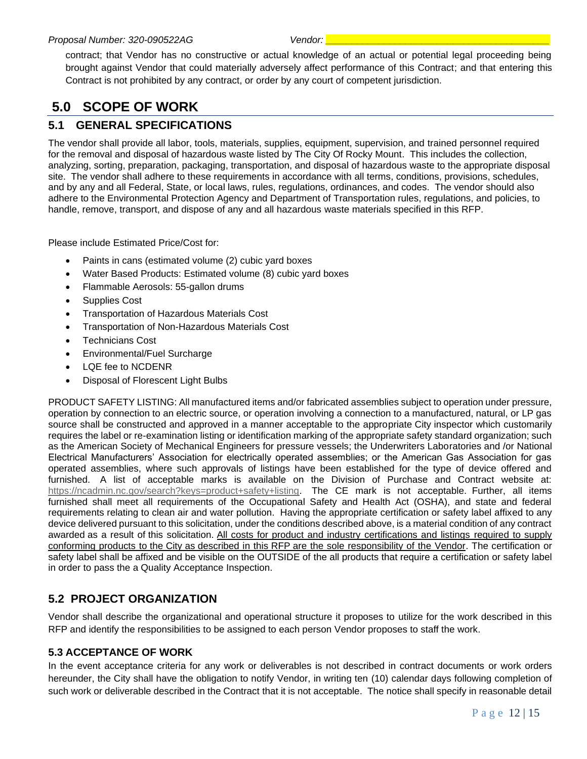contract; that Vendor has no constructive or actual knowledge of an actual or potential legal proceeding being brought against Vendor that could materially adversely affect performance of this Contract; and that entering this Contract is not prohibited by any contract, or order by any court of competent jurisdiction.

# 5.0 SCOPE OF WORK

## 5.1 GENERAL SPECIFICATIONS

The vendor shall provide all labor, tools, materials, supplies, equipment, supervision, and trained personnel required for the removal and disposal of hazardous waste listed by The City Of Rocky Mount. This includes the collection, analyzing, sorting, preparation, packaging, transportation, and disposal of hazardous waste to the appropriate disposal site. The vendor shall adhere to these requirements in accordance with all terms, conditions, provisions, schedules, and by any and all Federal, State, or local laws, rules, regulations, ordinances, and codes. The vendor should also adhere to the Environmental Protection Agency and Department of Transportation rules, regulations, and policies, to handle, remove, transport, and dispose of any and all hazardous waste materials specified in this RFP.

Please include Estimated Price/Cost for:

- Paints in cans (estimated volume (2) cubic yard boxes
- Water Based Products: Estimated volume (8) cubic yard boxes
- Flammable Aerosols: 55-gallon drums
- Supplies Cost
- Transportation of Hazardous Materials Cost
- Transportation of Non-Hazardous Materials Cost
- Technicians Cost
- Environmental/Fuel Surcharge
- LQE fee to NCDENR
- Disposal of Florescent Light Bulbs

PRODUCT SAFETY LISTING: All manufactured items and/or fabricated assemblies subject to operation under pressure, operation by connection to an electric source, or operation involving a connection to a manufactured, natural, or LP gas source shall be constructed and approved in a manner acceptable to the appropriate City inspector which customarily requires the label or re-examination listing or identification marking of the appropriate safety standard organization; such as the American Society of Mechanical Engineers for pressure vessels; the Underwriters Laboratories and /or National Electrical Manufacturers' Association for electrically operated assemblies; or the American Gas Association for gas operated assemblies, where such approvals of listings have been established for the type of device offered and furnished. A list of acceptable marks is available on the Division of Purchase and Contract website at: https://ncadmin.nc.gov/search?keys=product+safety+listing. The CE mark is not acceptable. Further, all items furnished shall meet all requirements of the Occupational Safety and Health Act (OSHA), and state and federal requirements relating to clean air and water pollution. Having the appropriate certification or safety label affixed to any device delivered pursuant to this solicitation, under the conditions described above, is a material condition of any contract awarded as a result of this solicitation. <u>All costs for product and industry certifications and listings required to supply conforming products to the City as described in this RFP are the sole responsibility of the Vendor</u>. The certification or safety label shall be affixed and be visible on the OUTSIDE of the all products that require a certification or safety label in order to pass the a Quality Acceptance Inspection.

## 5.2 PROJECT ORGANIZATION

Vendor shall describe the organizational and operational structure it proposes to utilize for the work described in this RFP and identify the responsibilities to be assigned to each person Vendor proposes to staff the work.

### 5.3 ACCEPTANCE OF WORK

In the event acceptance criteria for any work or deliverables is not described in contract documents or work orders hereunder, the City shall have the obligation to notify Vendor, in writing ten (10) calendar days following completion of such work or deliverable described in the Contract that it is not acceptable. The notice shall specify in reasonable detail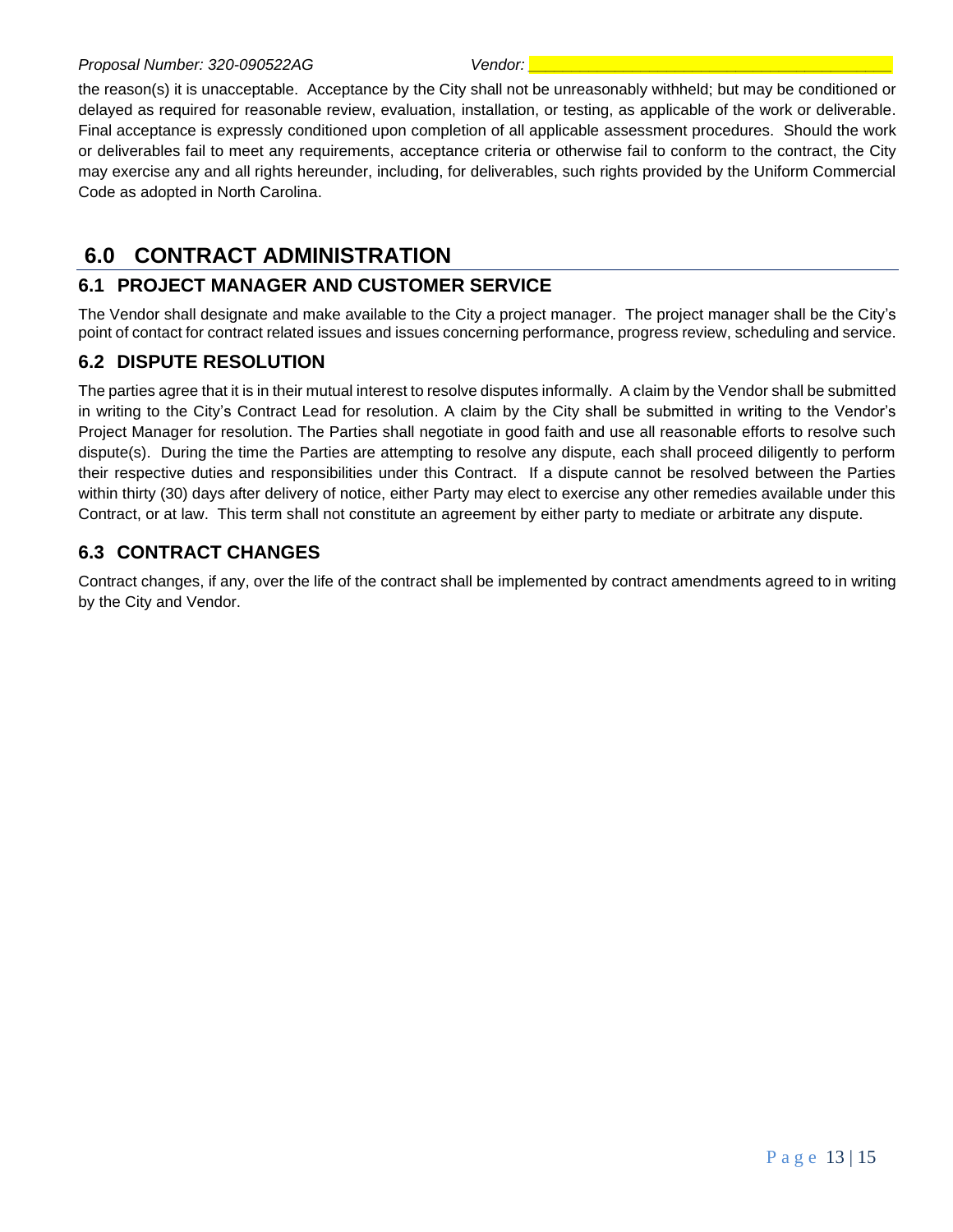the reason(s) it is unacceptable. Acceptance by the City shall not be unreasonably withheld; but may be conditioned or delayed as required for reasonable review, evaluation, installation, or testing, as applicable of the work or deliverable. Final acceptance is expressly conditioned upon completion of all applicable assessment procedures. Should the work or deliverables fail to meet any requirements, acceptance criteria or otherwise fail to conform to the contract, the City may exercise any and all rights hereunder, including, for deliverables, such rights provided by the Uniform Commercial Code as adopted in North Carolina.

# 6.0 CONTRACT ADMINISTRATION

## 6.1 PROJECT MANAGER AND CUSTOMER SERVICE

The Vendor shall designate and make available to the City a project manager. The project manager shall be the City's point of contact for contract related issues and issues concerning performance, progress review, scheduling and service.

## 6.2 DISPUTE RESOLUTION

The parties agree that it is in their mutual interest to resolve disputes informally. A claim by the Vendor shall be submitted in writing to the City's Contract Lead for resolution. A claim by the City shall be submitted in writing to the Vendor's Project Manager for resolution. The Parties shall negotiate in good faith and use all reasonable efforts to resolve such dispute(s). During the time the Parties are attempting to resolve any dispute, each shall proceed diligently to perform their respective duties and responsibilities under this Contract. If a dispute cannot be resolved between the Parties within thirty (30) days after delivery of notice, either Party may elect to exercise any other remedies available under this Contract, or at law. This term shall not constitute an agreement by either party to mediate or arbitrate any dispute.

## 6.3 CONTRACT CHANGES

Contract changes, if any, over the life of the contract shall be implemented by contract amendments agreed to in writing by the City and Vendor.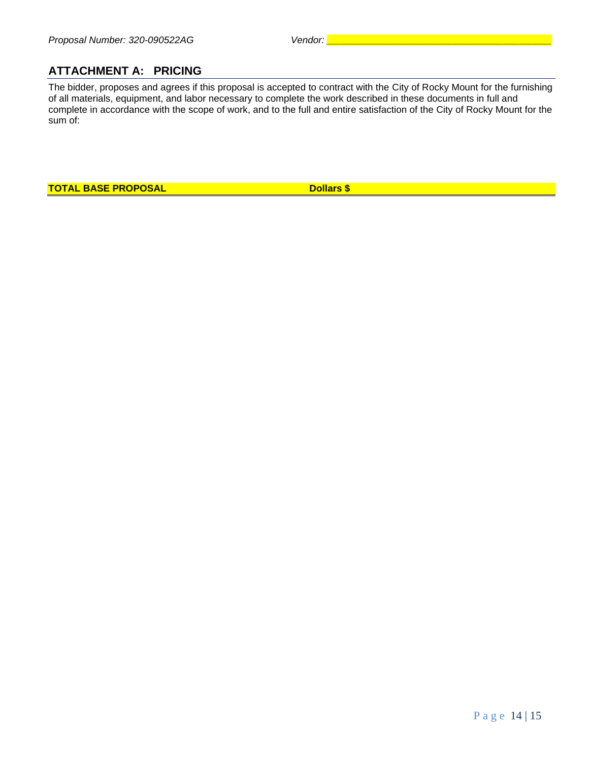*Proposal Number: 320-090522AG* *Vendor: ________________________________________*

## ATTACHMENT A: PRICING

The bidder, proposes and agrees if this proposal is accepted to contract with the City of Rocky Mount for the furnishing of all materials, equipment, and labor necessary to complete the work described in these documents in full and complete in accordance with the scope of work, and to the full and entire satisfaction of the City of Rocky Mount for the sum of:

**TOTAL BASE PROPOSAL** **Dollars $**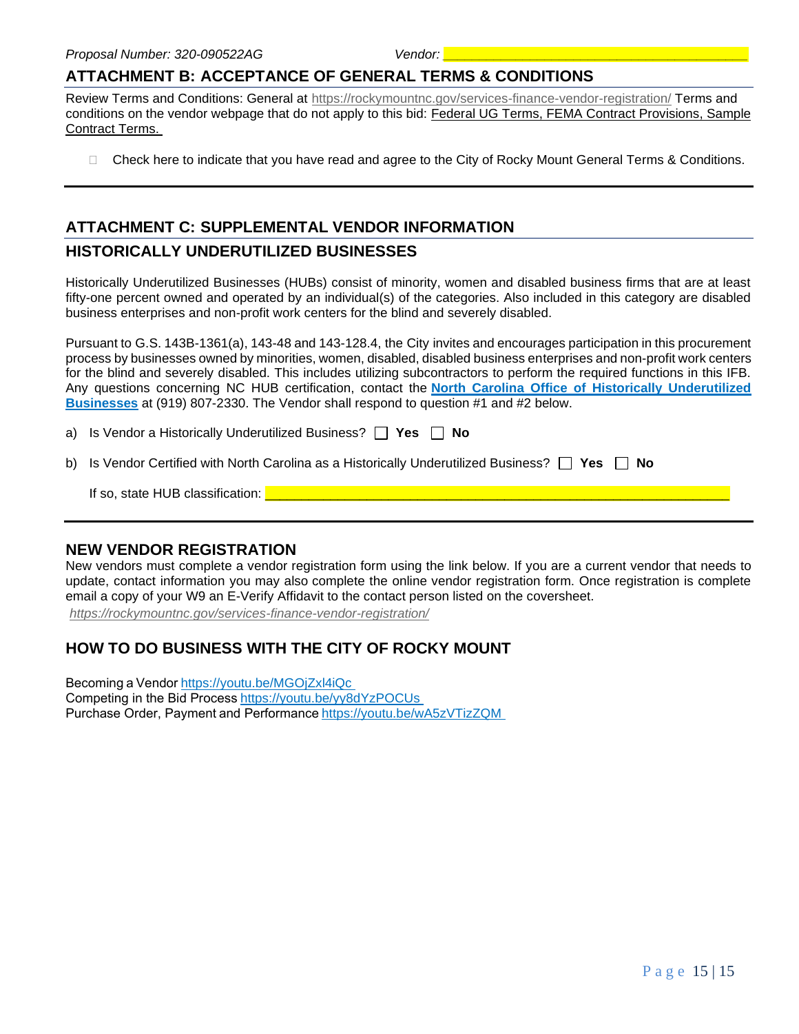Proposal Number: 320-090522AG Vendor: ______________________________________

## ATTACHMENT B: ACCEPTANCE OF GENERAL TERMS & CONDITIONS

Review Terms and Conditions: General at https://rockymountnc.gov/services-finance-vendor-registration/ Terms and conditions on the vendor webpage that do not apply to this bid: Federal UG Terms, FEMA Contract Provisions, Sample Contract Terms.

☐ Check here to indicate that you have read and agree to the City of Rocky Mount General Terms & Conditions.

---

## ATTACHMENT C: SUPPLEMENTAL VENDOR INFORMATION

## HISTORICALLY UNDERUTILIZED BUSINESSES

Historically Underutilized Businesses (HUBs) consist of minority, women and disabled business firms that are at least fifty-one percent owned and operated by an individual(s) of the categories. Also included in this category are disabled business enterprises and non-profit work centers for the blind and severely disabled.

Pursuant to G.S. 143B-1361(a), 143-48 and 143-128.4, the City invites and encourages participation in this procurement process by businesses owned by minorities, women, disabled, disabled business enterprises and non-profit work centers for the blind and severely disabled. This includes utilizing subcontractors to perform the required functions in this IFB. Any questions concerning NC HUB certification, contact the **North Carolina Office of Historically Underutilized Businesses** at (919) 807-2330. The Vendor shall respond to question #1 and #2 below.

a) Is Vendor a Historically Underutilized Business? ☐ **Yes** ☐ **No**

b) Is Vendor Certified with North Carolina as a Historically Underutilized Business? ☐ **Yes** ☐ **No**

If so, state HUB classification: ____________________________________________________________

---

## NEW VENDOR REGISTRATION

New vendors must complete a vendor registration form using the link below. If you are a current vendor that needs to update, contact information you may also complete the online vendor registration form. Once registration is complete email a copy of your W9 an E-Verify Affidavit to the contact person listed on the coversheet.

*https://rockymountnc.gov/services-finance-vendor-registration/*

## HOW TO DO BUSINESS WITH THE CITY OF ROCKY MOUNT

Becoming a Vendor https://youtu.be/MGOjZxl4iQc
Competing in the Bid Process https://youtu.be/yy8dYzPOCUs
Purchase Order, Payment and Performance https://youtu.be/wA5zVTizZQM